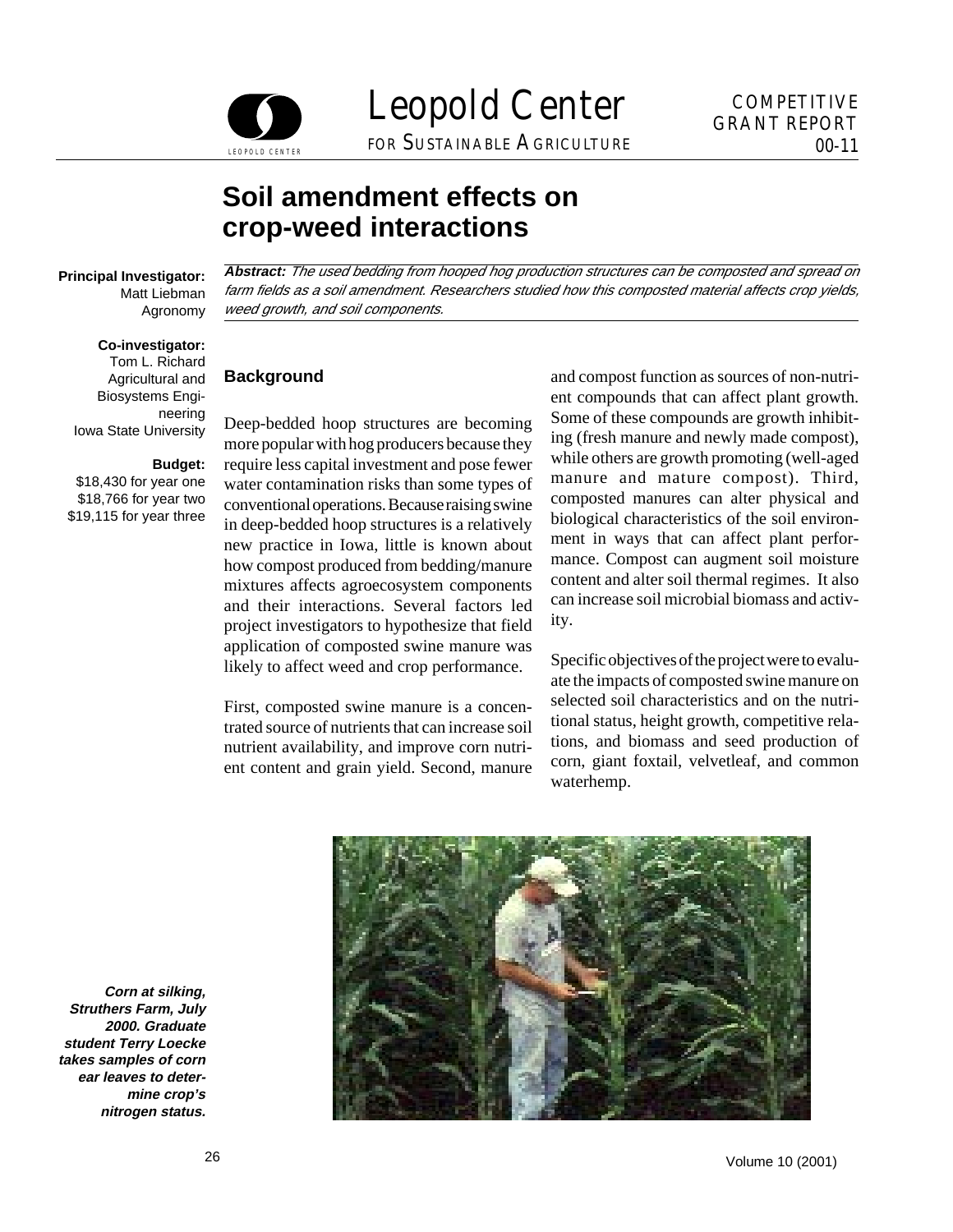Leopold Center

FOR SUSTAINABLE AGRICULTURE

COMPETITIVE GRANT REPORT 00-11

# Soil amendment effects on crop-weed interactions

**Principal Investigator:**
Matt Liebman
Agronomy

**Co-investigator:**
Tom L. Richard
Agricultural and Biosystems Engineering
Iowa State University

**Budget:**
$18,430 for year one
$18,766 for year two
$19,115 for year three

***Abstract:*** *The used bedding from hooped hog production structures can be composted and spread on farm fields as a soil amendment. Researchers studied how this composted material affects crop yields, weed growth, and soil components.*

## Background

Deep-bedded hoop structures are becoming more popular with hog producers because they require less capital investment and pose fewer water contamination risks than some types of conventional operations. Because raising swine in deep-bedded hoop structures is a relatively new practice in Iowa, little is known about how compost produced from bedding/manure mixtures affects agroecosystem components and their interactions. Several factors led project investigators to hypothesize that field application of composted swine manure was likely to affect weed and crop performance.

First, composted swine manure is a concentrated source of nutrients that can increase soil nutrient availability, and improve corn nutrient content and grain yield. Second, manure and compost function as sources of non-nutrient compounds that can affect plant growth. Some of these compounds are growth inhibiting (fresh manure and newly made compost), while others are growth promoting (well-aged manure and mature compost). Third, composted manures can alter physical and biological characteristics of the soil environment in ways that can affect plant performance. Compost can augment soil moisture content and alter soil thermal regimes. It also can increase soil microbial biomass and activity.

Specific objectives of the project were to evaluate the impacts of composted swine manure on selected soil characteristics and on the nutritional status, height growth, competitive relations, and biomass and seed production of corn, giant foxtail, velvetleaf, and common waterhemp.

***Corn at silking, Struthers Farm, July 2000. Graduate student Terry Loecke takes samples of corn ear leaves to determine crop's nitrogen status.***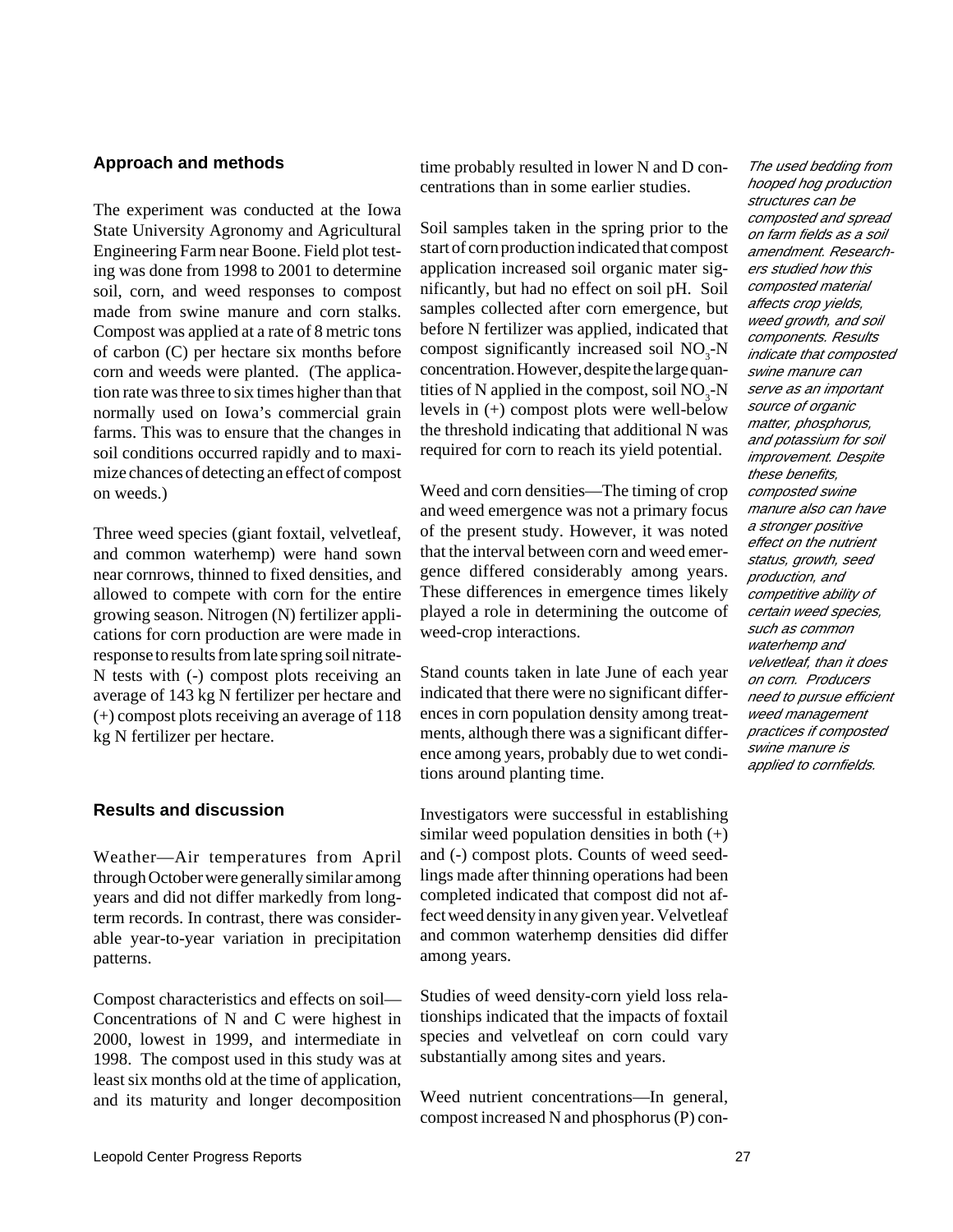## Approach and methods

The experiment was conducted at the Iowa State University Agronomy and Agricultural Engineering Farm near Boone. Field plot testing was done from 1998 to 2001 to determine soil, corn, and weed responses to compost made from swine manure and corn stalks. Compost was applied at a rate of 8 metric tons of carbon (C) per hectare six months before corn and weeds were planted. (The application rate was three to six times higher than that normally used on Iowa's commercial grain farms. This was to ensure that the changes in soil conditions occurred rapidly and to maximize chances of detecting an effect of compost on weeds.)

Three weed species (giant foxtail, velvetleaf, and common waterhemp) were hand sown near cornrows, thinned to fixed densities, and allowed to compete with corn for the entire growing season. Nitrogen (N) fertilizer applications for corn production are were made in response to results from late spring soil nitrate-N tests with (-) compost plots receiving an average of 143 kg N fertilizer per hectare and (+) compost plots receiving an average of 118 kg N fertilizer per hectare.

## Results and discussion

Weather—Air temperatures from April through October were generally similar among years and did not differ markedly from long-term records. In contrast, there was considerable year-to-year variation in precipitation patterns.

Compost characteristics and effects on soil—Concentrations of N and C were highest in 2000, lowest in 1999, and intermediate in 1998. The compost used in this study was at least six months old at the time of application, and its maturity and longer decomposition time probably resulted in lower N and D concentrations than in some earlier studies.

Soil samples taken in the spring prior to the start of corn production indicated that compost application increased soil organic mater significantly, but had no effect on soil pH. Soil samples collected after corn emergence, but before N fertilizer was applied, indicated that compost significantly increased soil $NO_3$-N concentration. However, despite the large quantities of N applied in the compost, soil $NO_3$-N levels in (+) compost plots were well-below the threshold indicating that additional N was required for corn to reach its yield potential.

Weed and corn densities—The timing of crop and weed emergence was not a primary focus of the present study. However, it was noted that the interval between corn and weed emergence differed considerably among years. These differences in emergence times likely played a role in determining the outcome of weed-crop interactions.

Stand counts taken in late June of each year indicated that there were no significant differences in corn population density among treatments, although there was a significant difference among years, probably due to wet conditions around planting time.

Investigators were successful in establishing similar weed population densities in both (+) and (-) compost plots. Counts of weed seedlings made after thinning operations had been completed indicated that compost did not affect weed density in any given year. Velvetleaf and common waterhemp densities did differ among years.

Studies of weed density-corn yield loss relationships indicated that the impacts of foxtail species and velvetleaf on corn could vary substantially among sites and years.

Weed nutrient concentrations—In general, compost increased N and phosphorus (P) con-

*The used bedding from hooped hog production structures can be composted and spread on farm fields as a soil amendment. Researchers studied how this composted material affects crop yields, weed growth, and soil components. Results indicate that composted swine manure can serve as an important source of organic matter, phosphorus, and potassium for soil improvement. Despite these benefits, composted swine manure also can have a stronger positive effect on the nutrient status, growth, seed production, and competitive ability of certain weed species, such as common waterhemp and velvetleaf, than it does on corn. Producers need to pursue efficient weed management practices if composted swine manure is applied to cornfields.*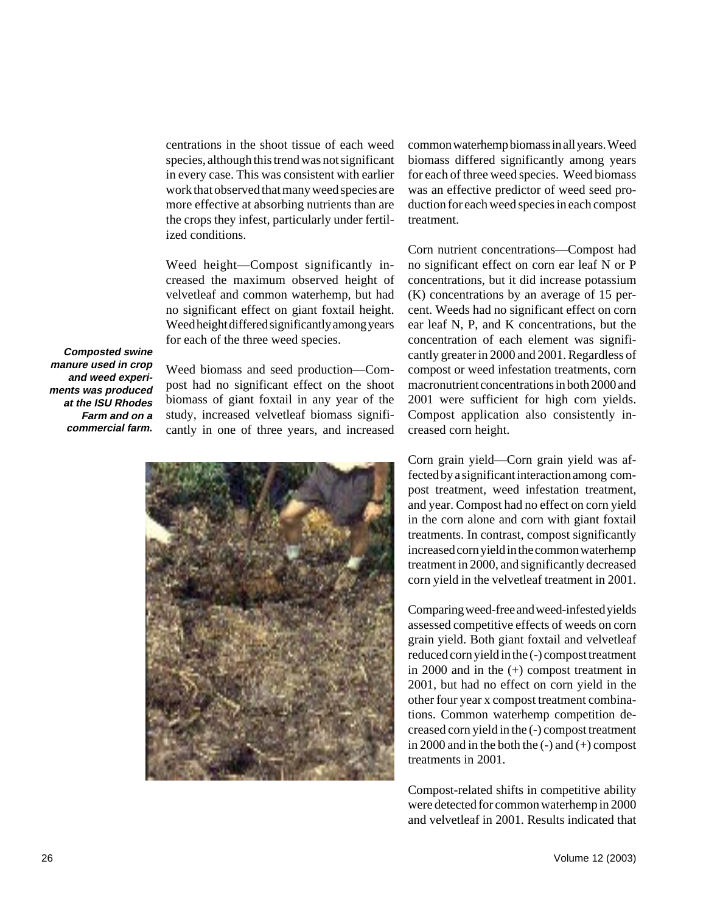centrations in the shoot tissue of each weed species, although this trend was not significant in every case. This was consistent with earlier work that observed that many weed species are more effective at absorbing nutrients than are the crops they infest, particularly under fertilized conditions.

Weed height—Compost significantly increased the maximum observed height of velvetleaf and common waterhemp, but had no significant effect on giant foxtail height. Weed height differed significantly among years for each of the three weed species.

***Composted swine manure used in crop and weed experiments was produced at the ISU Rhodes Farm and on a commercial farm.***

Weed biomass and seed production—Compost had no significant effect on the shoot biomass of giant foxtail in any year of the study, increased velvetleaf biomass significantly in one of three years, and increased common waterhemp biomass in all years. Weed biomass differed significantly among years for each of three weed species. Weed biomass was an effective predictor of weed seed production for each weed species in each compost treatment.

Corn nutrient concentrations—Compost had no significant effect on corn ear leaf N or P concentrations, but it did increase potassium (K) concentrations by an average of 15 percent. Weeds had no significant effect on corn ear leaf N, P, and K concentrations, but the concentration of each element was significantly greater in 2000 and 2001. Regardless of compost or weed infestation treatments, corn macronutrient concentrations in both 2000 and 2001 were sufficient for high corn yields. Compost application also consistently increased corn height.

Corn grain yield—Corn grain yield was affected by a significant interaction among compost treatment, weed infestation treatment, and year. Compost had no effect on corn yield in the corn alone and corn with giant foxtail treatments. In contrast, compost significantly increased corn yield in the common waterhemp treatment in 2000, and significantly decreased corn yield in the velvetleaf treatment in 2001.

Comparing weed-free and weed-infested yields assessed competitive effects of weeds on corn grain yield. Both giant foxtail and velvetleaf reduced corn yield in the (-) compost treatment in 2000 and in the (+) compost treatment in 2001, but had no effect on corn yield in the other four year x compost treatment combinations. Common waterhemp competition decreased corn yield in the (-) compost treatment in 2000 and in the both the (-) and (+) compost treatments in 2001.

Compost-related shifts in competitive ability were detected for common waterhemp in 2000 and velvetleaf in 2001. Results indicated that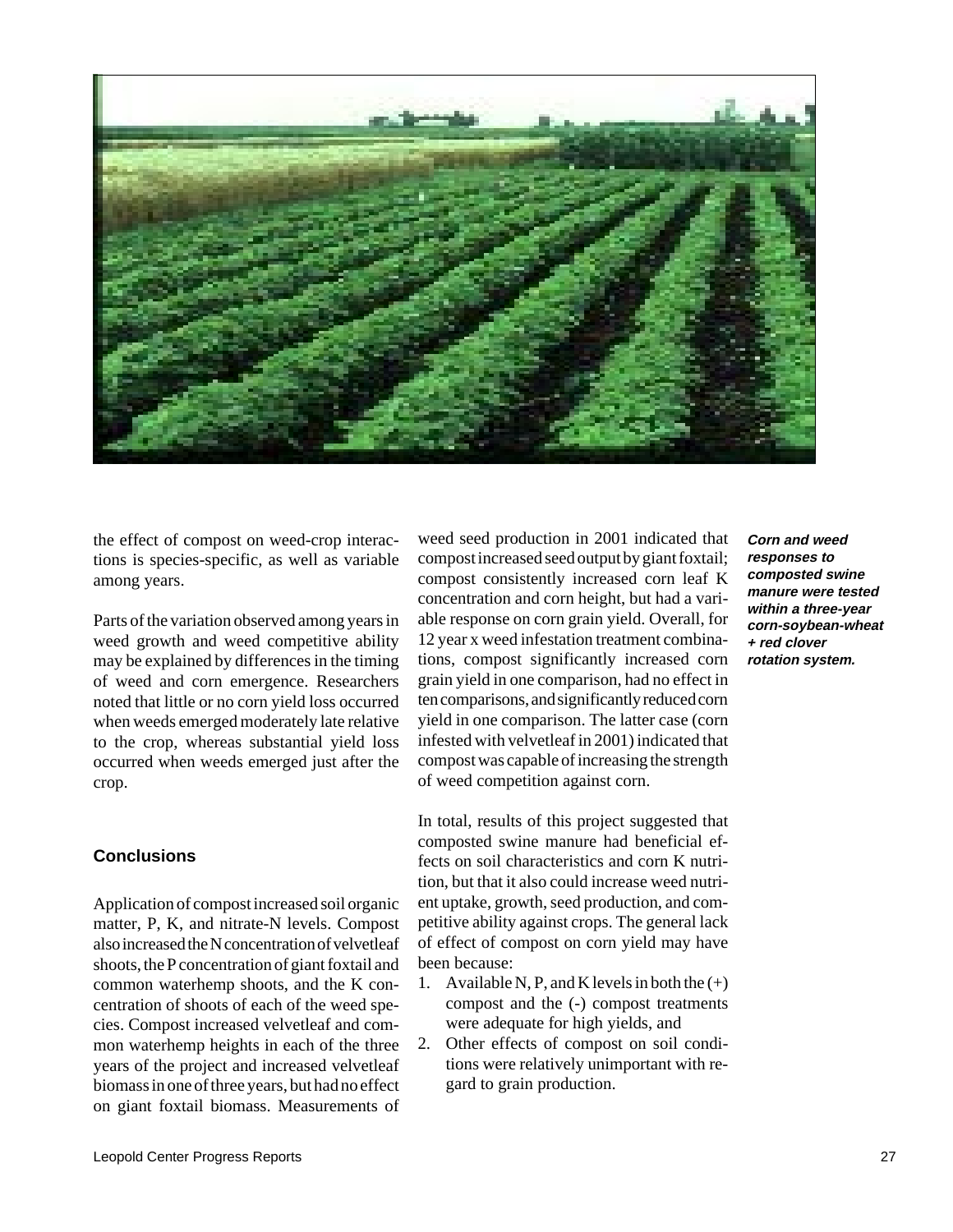the effect of compost on weed-crop interactions is species-specific, as well as variable among years.

Parts of the variation observed among years in weed growth and weed competitive ability may be explained by differences in the timing of weed and corn emergence. Researchers noted that little or no corn yield loss occurred when weeds emerged moderately late relative to the crop, whereas substantial yield loss occurred when weeds emerged just after the crop.

### Conclusions

Application of compost increased soil organic matter, P, K, and nitrate-N levels. Compost also increased the N concentration of velvetleaf shoots, the P concentration of giant foxtail and common waterhemp shoots, and the K concentration of shoots of each of the weed species. Compost increased velvetleaf and common waterhemp heights in each of the three years of the project and increased velvetleaf biomass in one of three years, but had no effect on giant foxtail biomass. Measurements of weed seed production in 2001 indicated that compost increased seed output by giant foxtail; compost consistently increased corn leaf K concentration and corn height, but had a variable response on corn grain yield. Overall, for 12 year x weed infestation treatment combinations, compost significantly increased corn grain yield in one comparison, had no effect in ten comparisons, and significantly reduced corn yield in one comparison. The latter case (corn infested with velvetleaf in 2001) indicated that compost was capable of increasing the strength of weed competition against corn.

In total, results of this project suggested that composted swine manure had beneficial effects on soil characteristics and corn K nutrition, but that it also could increase weed nutrient uptake, growth, seed production, and competitive ability against crops. The general lack of effect of compost on corn yield may have been because:

1. Available N, P, and K levels in both the (+) compost and the (-) compost treatments were adequate for high yields, and
2. Other effects of compost on soil conditions were relatively unimportant with regard to grain production.

***Corn and weed responses to composted swine manure were tested within a three-year corn-soybean-wheat + red clover rotation system.***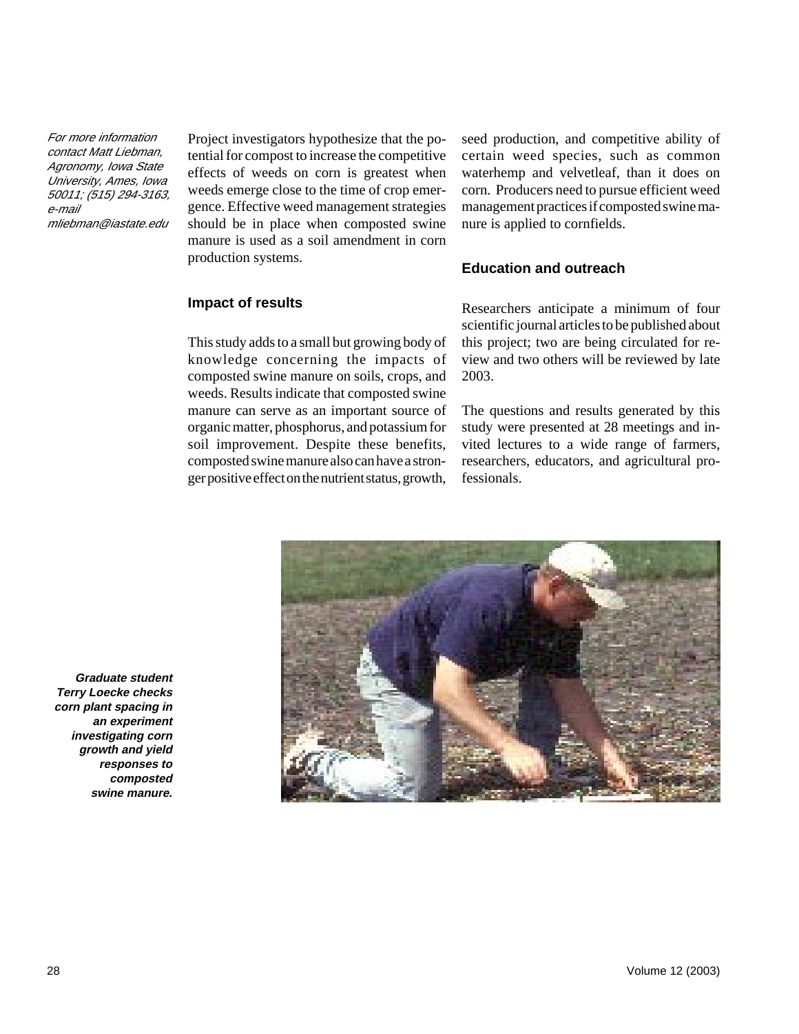*For more information contact Matt Liebman, Agronomy, Iowa State University, Ames, Iowa 50011; (515) 294-3163, e-mail mliebman@iastate.edu*

Project investigators hypothesize that the potential for compost to increase the competitive effects of weeds on corn is greatest when weeds emerge close to the time of crop emergence. Effective weed management strategies should be in place when composted swine manure is used as a soil amendment in corn production systems.

## Impact of results

This study adds to a small but growing body of knowledge concerning the impacts of composted swine manure on soils, crops, and weeds. Results indicate that composted swine manure can serve as an important source of organic matter, phosphorus, and potassium for soil improvement. Despite these benefits, composted swine manure also can have a stronger positive effect on the nutrient status, growth, seed production, and competitive ability of certain weed species, such as common waterhemp and velvetleaf, than it does on corn. Producers need to pursue efficient weed management practices if composted swine manure is applied to cornfields.

## Education and outreach

Researchers anticipate a minimum of four scientific journal articles to be published about this project; two are being circulated for review and two others will be reviewed by late 2003.

The questions and results generated by this study were presented at 28 meetings and invited lectures to a wide range of farmers, researchers, educators, and agricultural professionals.

**Graduate student Terry Loecke checks corn plant spacing in an experiment investigating corn growth and yield responses to composted swine manure.**